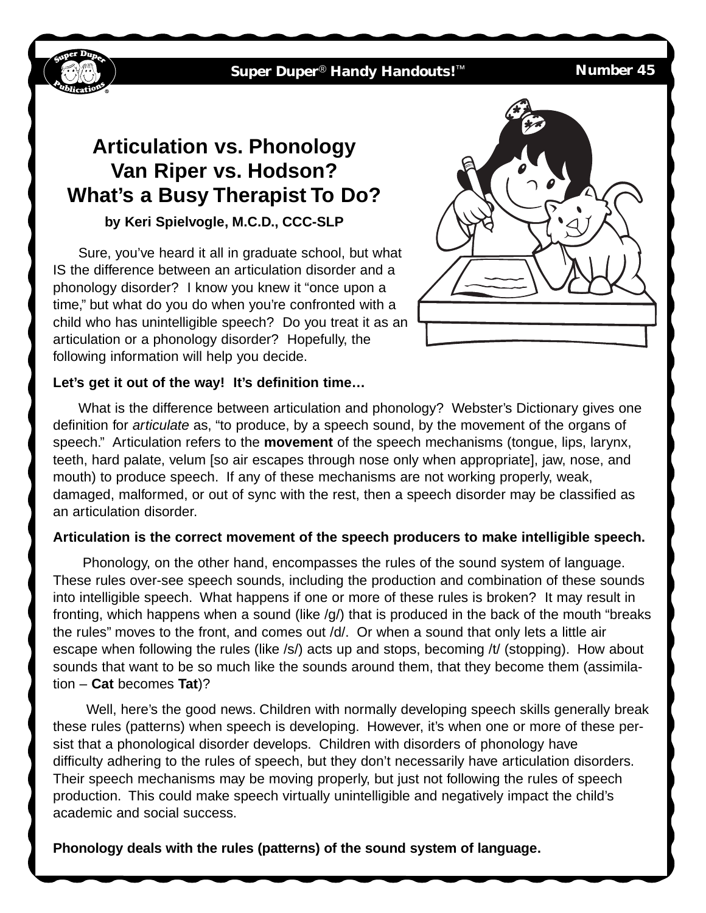Super Duper® Handy Handouts!™ Number 45

# Articulation vs. Phonology
# Van Riper vs. Hodson?
# What's a Busy Therapist To Do?

**by Keri Spielvogle, M.C.D., CCC-SLP**

Sure, you've heard it all in graduate school, but what IS the difference between an articulation disorder and a phonology disorder? I know you knew it "once upon a time," but what do you do when you're confronted with a child who has unintelligible speech? Do you treat it as an articulation or a phonology disorder? Hopefully, the following information will help you decide.

**Let's get it out of the way! It's definition time…**

What is the difference between articulation and phonology? Webster's Dictionary gives one definition for *articulate* as, "to produce, by a speech sound, by the movement of the organs of speech." Articulation refers to the **movement** of the speech mechanisms (tongue, lips, larynx, teeth, hard palate, velum [so air escapes through nose only when appropriate], jaw, nose, and mouth) to produce speech. If any of these mechanisms are not working properly, weak, damaged, malformed, or out of sync with the rest, then a speech disorder may be classified as an articulation disorder.

**Articulation is the correct movement of the speech producers to make intelligible speech.**

Phonology, on the other hand, encompasses the rules of the sound system of language. These rules over-see speech sounds, including the production and combination of these sounds into intelligible speech. What happens if one or more of these rules is broken? It may result in fronting, which happens when a sound (like /g/) that is produced in the back of the mouth "breaks the rules" moves to the front, and comes out /d/. Or when a sound that only lets a little air escape when following the rules (like /s/) acts up and stops, becoming /t/ (stopping). How about sounds that want to be so much like the sounds around them, that they become them (assimilation – **Cat** becomes **Tat**)?

Well, here's the good news. Children with normally developing speech skills generally break these rules (patterns) when speech is developing. However, it's when one or more of these persist that a phonological disorder develops. Children with disorders of phonology have difficulty adhering to the rules of speech, but they don't necessarily have articulation disorders. Their speech mechanisms may be moving properly, but just not following the rules of speech production. This could make speech virtually unintelligible and negatively impact the child's academic and social success.

**Phonology deals with the rules (patterns) of the sound system of language.**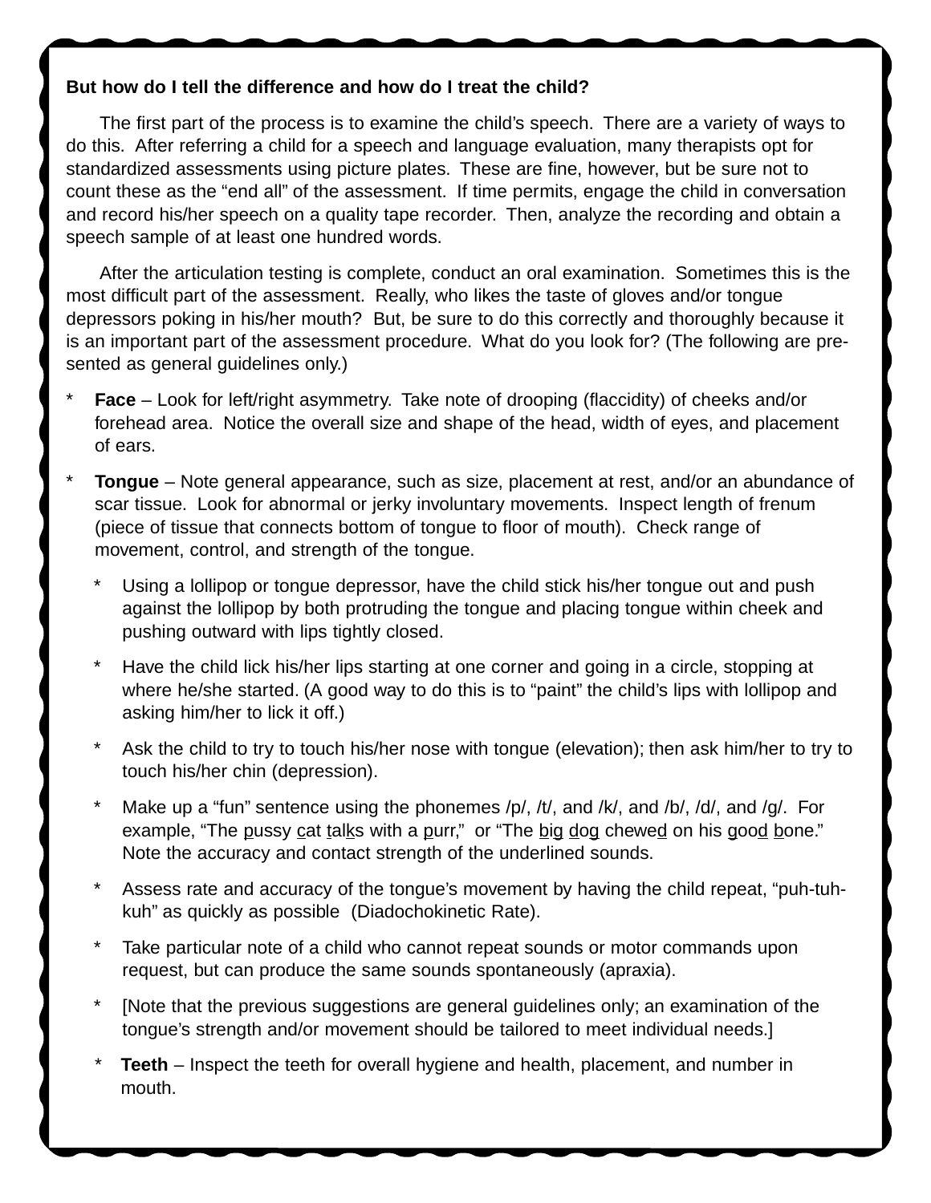**But how do I tell the difference and how do I treat the child?**

The first part of the process is to examine the child's speech. There are a variety of ways to do this. After referring a child for a speech and language evaluation, many therapists opt for standardized assessments using picture plates. These are fine, however, but be sure not to count these as the "end all" of the assessment. If time permits, engage the child in conversation and record his/her speech on a quality tape recorder. Then, analyze the recording and obtain a speech sample of at least one hundred words.

After the articulation testing is complete, conduct an oral examination. Sometimes this is the most difficult part of the assessment. Really, who likes the taste of gloves and/or tongue depressors poking in his/her mouth? But, be sure to do this correctly and thoroughly because it is an important part of the assessment procedure. What do you look for? (The following are presented as general guidelines only.)

* **Face** – Look for left/right asymmetry. Take note of drooping (flaccidity) of cheeks and/or forehead area. Notice the overall size and shape of the head, width of eyes, and placement of ears.
* **Tongue** – Note general appearance, such as size, placement at rest, and/or an abundance of scar tissue. Look for abnormal or jerky involuntary movements. Inspect length of frenum (piece of tissue that connects bottom of tongue to floor of mouth). Check range of movement, control, and strength of the tongue.
  * Using a lollipop or tongue depressor, have the child stick his/her tongue out and push against the lollipop by both protruding the tongue and placing tongue within cheek and pushing outward with lips tightly closed.
  * Have the child lick his/her lips starting at one corner and going in a circle, stopping at where he/she started. (A good way to do this is to "paint" the child's lips with lollipop and asking him/her to lick it off.)
  * Ask the child to try to touch his/her nose with tongue (elevation); then ask him/her to try to touch his/her chin (depression).
  * Make up a "fun" sentence using the phonemes /p/, /t/, and /k/, and /b/, /d/, and /g/. For example, "The <u>p</u>ussy <u>c</u>at <u>t</u>al<u>k</u>s with a <u>p</u>urr," or "The <u>b</u>i<u>g</u> <u>d</u>o<u>g</u> chewe<u>d</u> on his <u>g</u>oo<u>d</u> <u>b</u>one." Note the accuracy and contact strength of the underlined sounds.
  * Assess rate and accuracy of the tongue's movement by having the child repeat, "puh-tuh-kuh" as quickly as possible (Diadochokinetic Rate).
  * Take particular note of a child who cannot repeat sounds or motor commands upon request, but can produce the same sounds spontaneously (apraxia).
  * [Note that the previous suggestions are general guidelines only; an examination of the tongue's strength and/or movement should be tailored to meet individual needs.]
  * **Teeth** – Inspect the teeth for overall hygiene and health, placement, and number in mouth.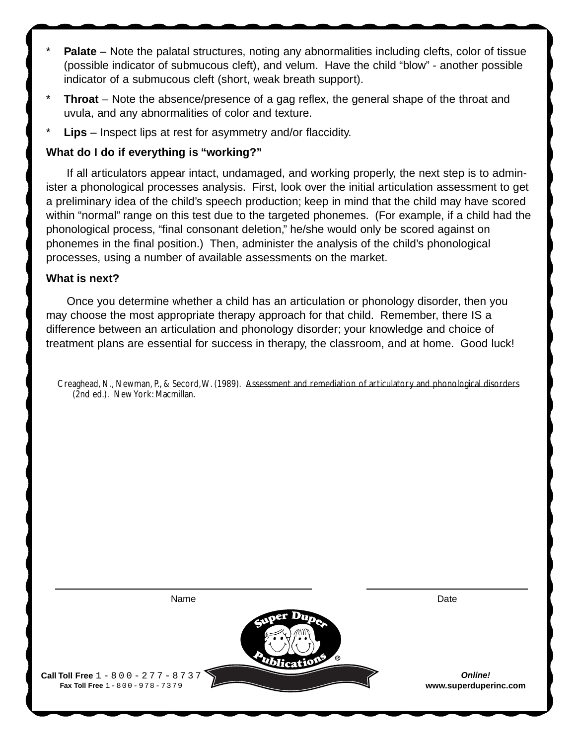* **Palate** – Note the palatal structures, noting any abnormalities including clefts, color of tissue (possible indicator of submucous cleft), and velum. Have the child "blow" - another possible indicator of a submucous cleft (short, weak breath support).
* **Throat** – Note the absence/presence of a gag reflex, the general shape of the throat and uvula, and any abnormalities of color and texture.
* **Lips** – Inspect lips at rest for asymmetry and/or flaccidity.

**What do I do if everything is "working?"**

If all articulators appear intact, undamaged, and working properly, the next step is to administer a phonological processes analysis. First, look over the initial articulation assessment to get a preliminary idea of the child's speech production; keep in mind that the child may have scored within "normal" range on this test due to the targeted phonemes. (For example, if a child had the phonological process, "final consonant deletion," he/she would only be scored against on phonemes in the final position.) Then, administer the analysis of the child's phonological processes, using a number of available assessments on the market.

**What is next?**

Once you determine whether a child has an articulation or phonology disorder, then you may choose the most appropriate therapy approach for that child. Remember, there IS a difference between an articulation and phonology disorder; your knowledge and choice of treatment plans are essential for success in therapy, the classroom, and at home. Good luck!

Creaghead, N., Newman, P., & Secord, W. (1989). Assessment and remediation of articulatory and phonological disorders (2nd ed.). New York: Macmillan.

Name

Date

Super Duper Publications®

Call Toll Free 1-800-277-8737
Fax Toll Free 1-800-978-7379

*Online!*
www.superduperinc.com